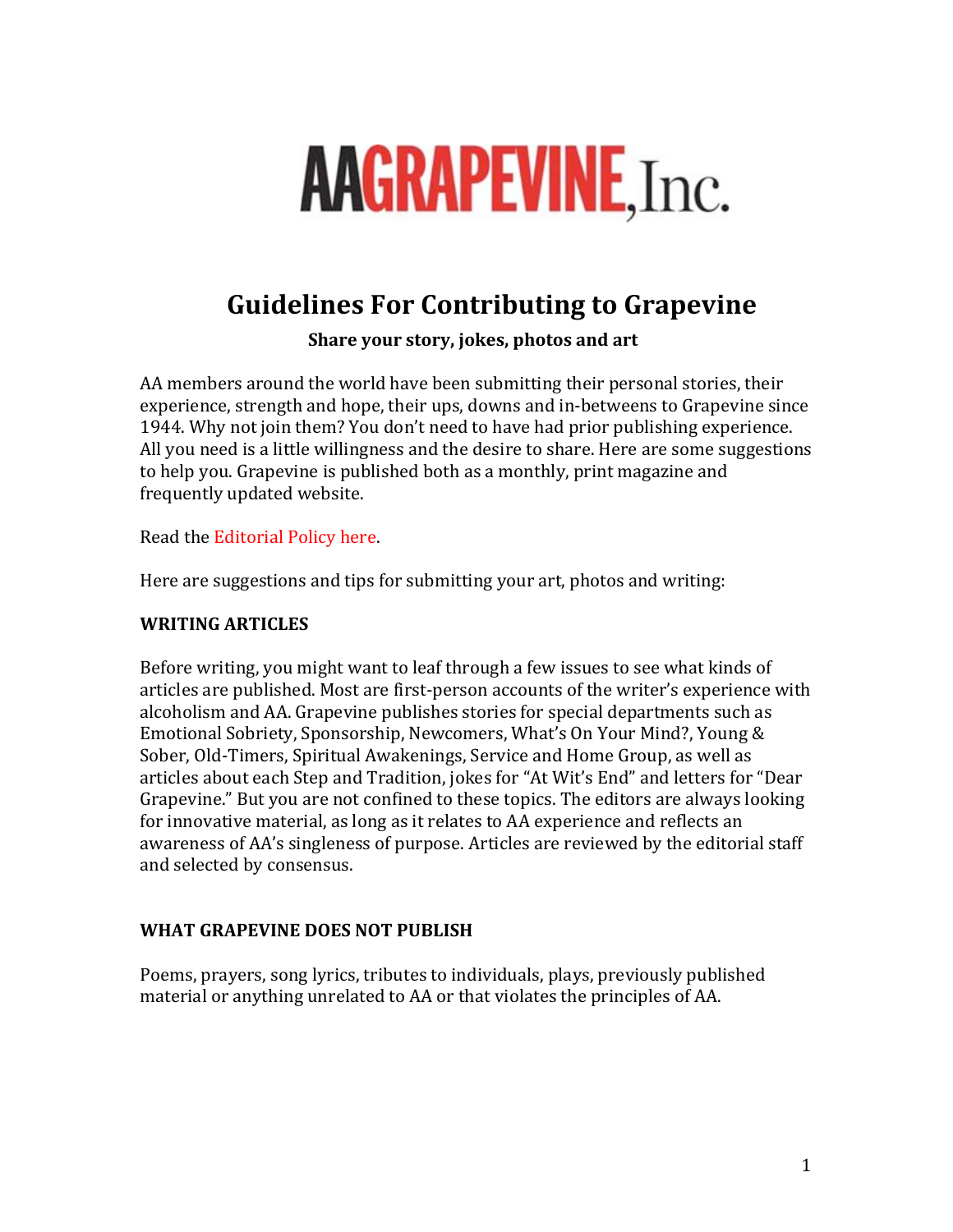# AAGRAPEVINE, Inc.

## Guidelines For Contributing to Grapevine

**Share your story, jokes, photos and art**

AA members around the world have been submitting their personal stories, their experience, strength and hope, their ups, downs and in-betweens to Grapevine since 1944. Why not join them? You don't need to have had prior publishing experience. All you need is a little willingness and the desire to share. Here are some suggestions to help you. Grapevine is published both as a monthly, print magazine and frequently updated website.

Read the Editorial Policy here.

Here are suggestions and tips for submitting your art, photos and writing:

### WRITING ARTICLES

Before writing, you might want to leaf through a few issues to see what kinds of articles are published. Most are first-person accounts of the writer's experience with alcoholism and AA. Grapevine publishes stories for special departments such as Emotional Sobriety, Sponsorship, Newcomers, What's On Your Mind?, Young & Sober, Old-Timers, Spiritual Awakenings, Service and Home Group, as well as articles about each Step and Tradition, jokes for "At Wit's End" and letters for "Dear Grapevine." But you are not confined to these topics. The editors are always looking for innovative material, as long as it relates to AA experience and reflects an awareness of AA's singleness of purpose. Articles are reviewed by the editorial staff and selected by consensus.

### WHAT GRAPEVINE DOES NOT PUBLISH

Poems, prayers, song lyrics, tributes to individuals, plays, previously published material or anything unrelated to AA or that violates the principles of AA.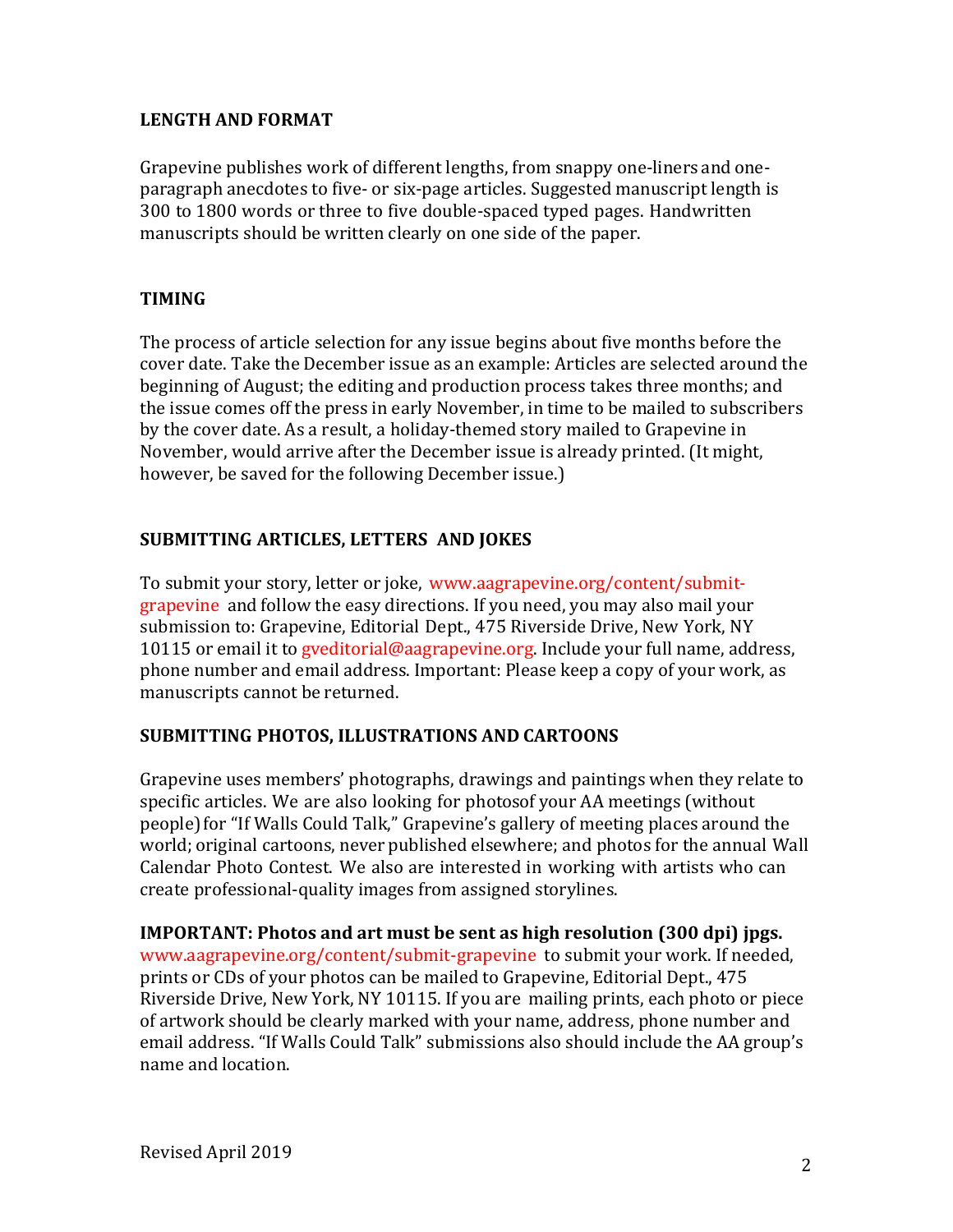## LENGTH AND FORMAT

Grapevine publishes work of different lengths, from snappy one-liners and one-paragraph anecdotes to five- or six-page articles. Suggested manuscript length is 300 to 1800 words or three to five double-spaced typed pages. Handwritten manuscripts should be written clearly on one side of the paper.

## TIMING

The process of article selection for any issue begins about five months before the cover date. Take the December issue as an example: Articles are selected around the beginning of August; the editing and production process takes three months; and the issue comes off the press in early November, in time to be mailed to subscribers by the cover date. As a result, a holiday-themed story mailed to Grapevine in November, would arrive after the December issue is already printed. (It might, however, be saved for the following December issue.)

## SUBMITTING ARTICLES, LETTERS AND JOKES

To submit your story, letter or joke, www.aagrapevine.org/content/submit-grapevine and follow the easy directions. If you need, you may also mail your submission to: Grapevine, Editorial Dept., 475 Riverside Drive, New York, NY 10115 or email it to gveditorial@aagrapevine.org. Include your full name, address, phone number and email address. Important: Please keep a copy of your work, as manuscripts cannot be returned.

## SUBMITTING PHOTOS, ILLUSTRATIONS AND CARTOONS

Grapevine uses members' photographs, drawings and paintings when they relate to specific articles. We are also looking for photosof your AA meetings (without people) for "If Walls Could Talk," Grapevine's gallery of meeting places around the world; original cartoons, never published elsewhere; and photos for the annual Wall Calendar Photo Contest. We also are interested in working with artists who can create professional-quality images from assigned storylines.

**IMPORTANT: Photos and art must be sent as high resolution (300 dpi) jpgs.** www.aagrapevine.org/content/submit-grapevine to submit your work. If needed, prints or CDs of your photos can be mailed to Grapevine, Editorial Dept., 475 Riverside Drive, New York, NY 10115. If you are mailing prints, each photo or piece of artwork should be clearly marked with your name, address, phone number and email address. "If Walls Could Talk" submissions also should include the AA group's name and location.

Revised April 2019